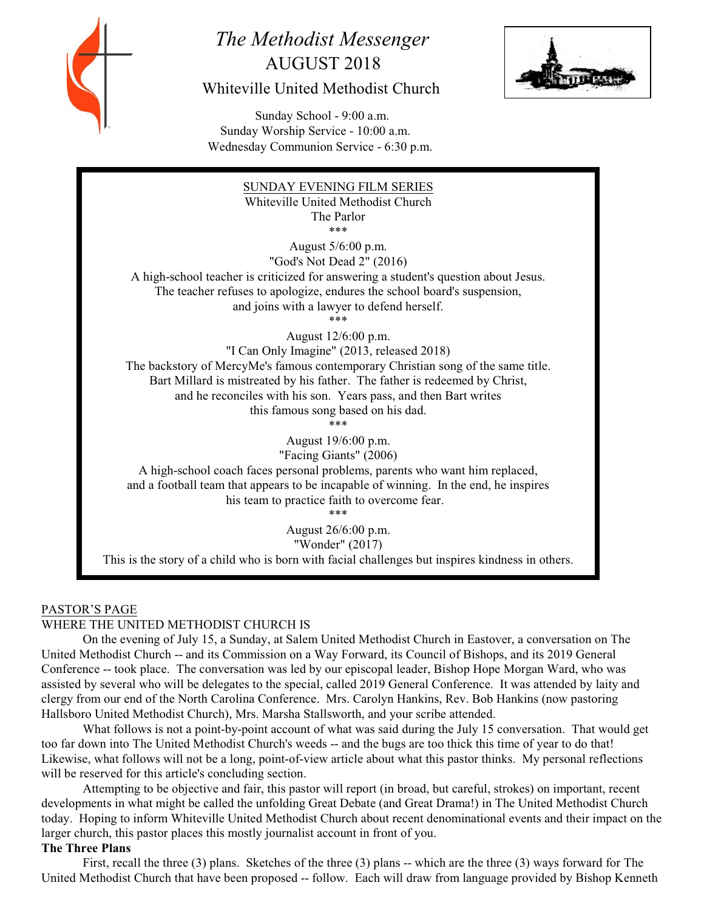# *The Methodist Messenger*

## AUGUST 2018

### Whiteville United Methodist Church

Sunday School - 9:00 a.m.
Sunday Worship Service - 10:00 a.m.
Wednesday Communion Service - 6:30 p.m.

---

SUNDAY EVENING FILM SERIES
Whiteville United Methodist Church
The Parlor

***

August 5/6:00 p.m.
"God's Not Dead 2" (2016)
A high-school teacher is criticized for answering a student's question about Jesus. The teacher refuses to apologize, endures the school board's suspension, and joins with a lawyer to defend herself.

***

August 12/6:00 p.m.
"I Can Only Imagine" (2013, released 2018)
The backstory of MercyMe's famous contemporary Christian song of the same title. Bart Millard is mistreated by his father. The father is redeemed by Christ, and he reconciles with his son. Years pass, and then Bart writes this famous song based on his dad.

***

August 19/6:00 p.m.
"Facing Giants" (2006)
A high-school coach faces personal problems, parents who want him replaced, and a football team that appears to be incapable of winning. In the end, he inspires his team to practice faith to overcome fear.

***

August 26/6:00 p.m.
"Wonder" (2017)
This is the story of a child who is born with facial challenges but inspires kindness in others.

---

PASTOR'S PAGE

WHERE THE UNITED METHODIST CHURCH IS

On the evening of July 15, a Sunday, at Salem United Methodist Church in Eastover, a conversation on The United Methodist Church -- and its Commission on a Way Forward, its Council of Bishops, and its 2019 General Conference -- took place. The conversation was led by our episcopal leader, Bishop Hope Morgan Ward, who was assisted by several who will be delegates to the special, called 2019 General Conference. It was attended by laity and clergy from our end of the North Carolina Conference. Mrs. Carolyn Hankins, Rev. Bob Hankins (now pastoring Hallsboro United Methodist Church), Mrs. Marsha Stallsworth, and your scribe attended.

What follows is not a point-by-point account of what was said during the July 15 conversation. That would get too far down into The United Methodist Church's weeds -- and the bugs are too thick this time of year to do that! Likewise, what follows will not be a long, point-of-view article about what this pastor thinks. My personal reflections will be reserved for this article's concluding section.

Attempting to be objective and fair, this pastor will report (in broad, but careful, strokes) on important, recent developments in what might be called the unfolding Great Debate (and Great Drama!) in The United Methodist Church today. Hoping to inform Whiteville United Methodist Church about recent denominational events and their impact on the larger church, this pastor places this mostly journalist account in front of you.

**The Three Plans**

First, recall the three (3) plans. Sketches of the three (3) plans -- which are the three (3) ways forward for The United Methodist Church that have been proposed -- follow. Each will draw from language provided by Bishop Kenneth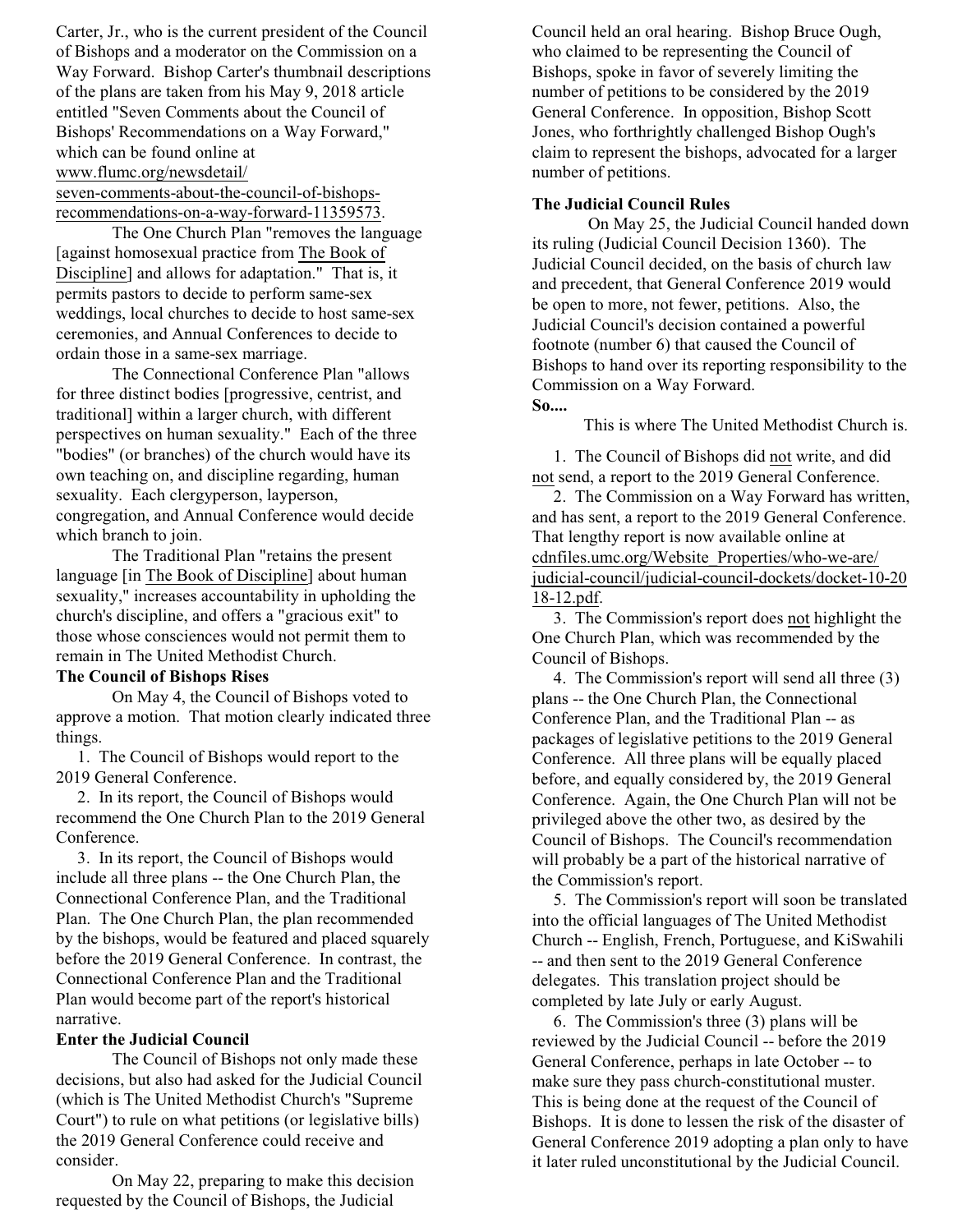Carter, Jr., who is the current president of the Council of Bishops and a moderator on the Commission on a Way Forward. Bishop Carter's thumbnail descriptions of the plans are taken from his May 9, 2018 article entitled "Seven Comments about the Council of Bishops' Recommendations on a Way Forward," which can be found online at www.flumc.org/newsdetail/seven-comments-about-the-council-of-bishops-recommendations-on-a-way-forward-11359573.

The One Church Plan "removes the language [against homosexual practice from The Book of Discipline] and allows for adaptation." That is, it permits pastors to decide to perform same-sex weddings, local churches to decide to host same-sex ceremonies, and Annual Conferences to decide to ordain those in a same-sex marriage.

The Connectional Conference Plan "allows for three distinct bodies [progressive, centrist, and traditional] within a larger church, with different perspectives on human sexuality." Each of the three "bodies" (or branches) of the church would have its own teaching on, and discipline regarding, human sexuality. Each clergyperson, layperson, congregation, and Annual Conference would decide which branch to join.

The Traditional Plan "retains the present language [in The Book of Discipline] about human sexuality," increases accountability in upholding the church's discipline, and offers a "gracious exit" to those whose consciences would not permit them to remain in The United Methodist Church.

**The Council of Bishops Rises**

On May 4, the Council of Bishops voted to approve a motion. That motion clearly indicated three things.

1. The Council of Bishops would report to the 2019 General Conference.
2. In its report, the Council of Bishops would recommend the One Church Plan to the 2019 General Conference.
3. In its report, the Council of Bishops would include all three plans -- the One Church Plan, the Connectional Conference Plan, and the Traditional Plan. The One Church Plan, the plan recommended by the bishops, would be featured and placed squarely before the 2019 General Conference. In contrast, the Connectional Conference Plan and the Traditional Plan would become part of the report's historical narrative.

**Enter the Judicial Council**

The Council of Bishops not only made these decisions, but also had asked for the Judicial Council (which is The United Methodist Church's "Supreme Court") to rule on what petitions (or legislative bills) the 2019 General Conference could receive and consider.

On May 22, preparing to make this decision requested by the Council of Bishops, the Judicial Council held an oral hearing. Bishop Bruce Ough, who claimed to be representing the Council of Bishops, spoke in favor of severely limiting the number of petitions to be considered by the 2019 General Conference. In opposition, Bishop Scott Jones, who forthrightly challenged Bishop Ough's claim to represent the bishops, advocated for a larger number of petitions.

**The Judicial Council Rules**

On May 25, the Judicial Council handed down its ruling (Judicial Council Decision 1360). The Judicial Council decided, on the basis of church law and precedent, that General Conference 2019 would be open to more, not fewer, petitions. Also, the Judicial Council's decision contained a powerful footnote (number 6) that caused the Council of Bishops to hand over its reporting responsibility to the Commission on a Way Forward.

**So....**

This is where The United Methodist Church is.

1. The Council of Bishops did not write, and did not send, a report to the 2019 General Conference.
2. The Commission on a Way Forward has written, and has sent, a report to the 2019 General Conference. That lengthy report is now available online at cdnfiles.umc.org/Website_Properties/who-we-are/judicial-council/judicial-council-dockets/docket-10-2018-12.pdf.
3. The Commission's report does not highlight the One Church Plan, which was recommended by the Council of Bishops.
4. The Commission's report will send all three (3) plans -- the One Church Plan, the Connectional Conference Plan, and the Traditional Plan -- as packages of legislative petitions to the 2019 General Conference. All three plans will be equally placed before, and equally considered by, the 2019 General Conference. Again, the One Church Plan will not be privileged above the other two, as desired by the Council of Bishops. The Council's recommendation will probably be a part of the historical narrative of the Commission's report.
5. The Commission's report will soon be translated into the official languages of The United Methodist Church -- English, French, Portuguese, and KiSwahili -- and then sent to the 2019 General Conference delegates. This translation project should be completed by late July or early August.
6. The Commission's three (3) plans will be reviewed by the Judicial Council -- before the 2019 General Conference, perhaps in late October -- to make sure they pass church-constitutional muster. This is being done at the request of the Council of Bishops. It is done to lessen the risk of the disaster of General Conference 2019 adopting a plan only to have it later ruled unconstitutional by the Judicial Council.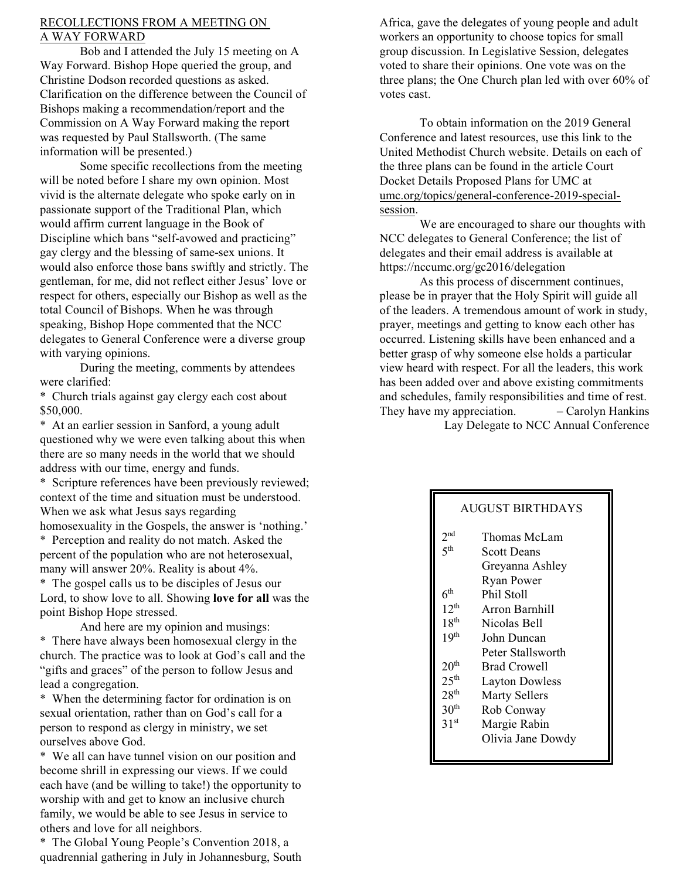## RECOLLECTIONS FROM A MEETING ON A WAY FORWARD

Bob and I attended the July 15 meeting on A Way Forward. Bishop Hope queried the group, and Christine Dodson recorded questions as asked. Clarification on the difference between the Council of Bishops making a recommendation/report and the Commission on A Way Forward making the report was requested by Paul Stallsworth. (The same information will be presented.)

Some specific recollections from the meeting will be noted before I share my own opinion. Most vivid is the alternate delegate who spoke early on in passionate support of the Traditional Plan, which would affirm current language in the Book of Discipline which bans "self-avowed and practicing" gay clergy and the blessing of same-sex unions. It would also enforce those bans swiftly and strictly. The gentleman, for me, did not reflect either Jesus' love or respect for others, especially our Bishop as well as the total Council of Bishops. When he was through speaking, Bishop Hope commented that the NCC delegates to General Conference were a diverse group with varying opinions.

During the meeting, comments by attendees were clarified:

* Church trials against gay clergy each cost about $50,000.
* At an earlier session in Sanford, a young adult questioned why we were even talking about this when there are so many needs in the world that we should address with our time, energy and funds.
* Scripture references have been previously reviewed; context of the time and situation must be understood. When we ask what Jesus says regarding homosexuality in the Gospels, the answer is 'nothing.'
* Perception and reality do not match. Asked the percent of the population who are not heterosexual, many will answer 20%. Reality is about 4%.
* The gospel calls us to be disciples of Jesus our Lord, to show love to all. Showing **love for all** was the point Bishop Hope stressed.

And here are my opinion and musings:

* There have always been homosexual clergy in the church. The practice was to look at God's call and the "gifts and graces" of the person to follow Jesus and lead a congregation.
* When the determining factor for ordination is on sexual orientation, rather than on God's call for a person to respond as clergy in ministry, we set ourselves above God.
* We all can have tunnel vision on our position and become shrill in expressing our views. If we could each have (and be willing to take!) the opportunity to worship with and get to know an inclusive church family, we would be able to see Jesus in service to others and love for all neighbors.
* The Global Young People's Convention 2018, a quadrennial gathering in July in Johannesburg, South Africa, gave the delegates of young people and adult workers an opportunity to choose topics for small group discussion. In Legislative Session, delegates voted to share their opinions. One vote was on the three plans; the One Church plan led with over 60% of votes cast.

To obtain information on the 2019 General Conference and latest resources, use this link to the United Methodist Church website. Details on each of the three plans can be found in the article Court Docket Details Proposed Plans for UMC at umc.org/topics/general-conference-2019-special-session.

We are encouraged to share our thoughts with NCC delegates to General Conference; the list of delegates and their email address is available at https://nccumc.org/gc2016/delegation

As this process of discernment continues, please be in prayer that the Holy Spirit will guide all of the leaders. A tremendous amount of work in study, prayer, meetings and getting to know each other has occurred. Listening skills have been enhanced and a better grasp of why someone else holds a particular view heard with respect. For all the leaders, this work has been added over and above existing commitments and schedules, family responsibilities and time of rest. They have my appreciation. – Carolyn Hankins

Lay Delegate to NCC Annual Conference

## AUGUST BIRTHDAYS

| | |
|---|---|
| 2nd | Thomas McLam |
| 5th | Scott Deans |
| | Greyanna Ashley |
| | Ryan Power |
| 6th | Phil Stoll |
| 12th | Arron Barnhill |
| 18th | Nicolas Bell |
| 19th | John Duncan |
| | Peter Stallsworth |
| 20th | Brad Crowell |
| 25th | Layton Dowless |
| 28th | Marty Sellers |
| 30th | Rob Conway |
| 31st | Margie Rabin |
| | Olivia Jane Dowdy |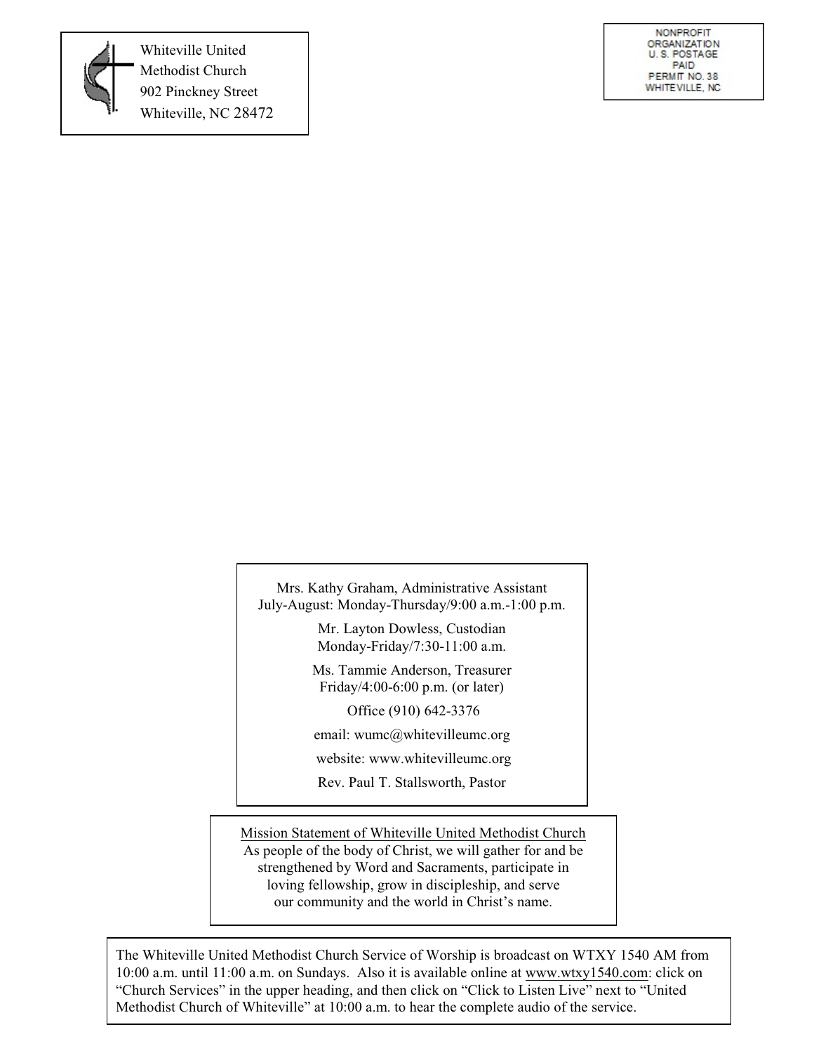Whiteville United
Methodist Church
902 Pinckney Street
Whiteville, NC 28472

NONPROFIT
ORGANIZATION
U. S. POSTAGE
PAID
PERMIT NO. 38
WHITEVILLE, NC

Mrs. Kathy Graham, Administrative Assistant
July-August: Monday-Thursday/9:00 a.m.-1:00 p.m.

Mr. Layton Dowless, Custodian
Monday-Friday/7:30-11:00 a.m.

Ms. Tammie Anderson, Treasurer
Friday/4:00-6:00 p.m. (or later)

Office (910) 642-3376

email: wumc@whitevilleumc.org

website: www.whitevilleumc.org

Rev. Paul T. Stallsworth, Pastor

Mission Statement of Whiteville United Methodist Church
As people of the body of Christ, we will gather for and be strengthened by Word and Sacraments, participate in loving fellowship, grow in discipleship, and serve our community and the world in Christ's name.

The Whiteville United Methodist Church Service of Worship is broadcast on WTXY 1540 AM from 10:00 a.m. until 11:00 a.m. on Sundays. Also it is available online at www.wtxy1540.com: click on "Church Services" in the upper heading, and then click on "Click to Listen Live" next to "United Methodist Church of Whiteville" at 10:00 a.m. to hear the complete audio of the service.